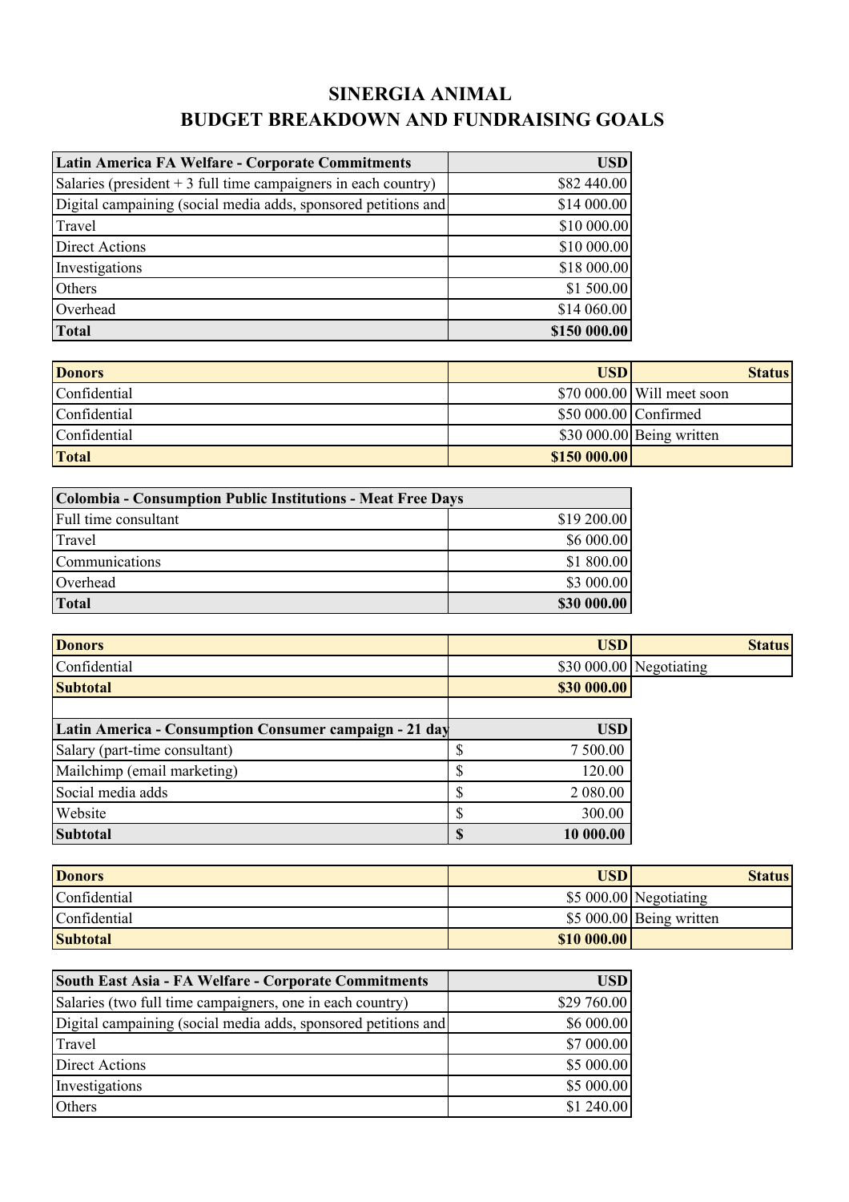# SINERGIA ANIMAL

## BUDGET BREAKDOWN AND FUNDRAISING GOALS

| Latin America FA Welfare - Corporate Commitments | USD |
|---|---|
| Salaries (president + 3 full time campaigners in each country) | $82 440.00 |
| Digital campaining (social media adds, sponsored petitions and | $14 000.00 |
| Travel | $10 000.00 |
| Direct Actions | $10 000.00 |
| Investigations | $18 000.00 |
| Others | $1 500.00 |
| Overhead | $14 060.00 |
| **Total** | **$150 000.00** |

| Donors | USD | Status |
|---|---|---|
| Confidential | $70 000.00 | Will meet soon |
| Confidential | $50 000.00 | Confirmed |
| Confidential | $30 000.00 | Being written |
| **Total** | **$150 000.00** | |

| Colombia - Consumption Public Institutions - Meat Free Days | |
|---|---|
| Full time consultant | $19 200.00 |
| Travel | $6 000.00 |
| Communications | $1 800.00 |
| Overhead | $3 000.00 |
| **Total** | **$30 000.00** |

| Donors | USD | Status |
|---|---|---|
| Confidential | $30 000.00 | Negotiating |
| **Subtotal** | **$30 000.00** | |

| Latin America - Consumption Consumer campaign - 21 day | USD |
|---|---|
| Salary (part-time consultant) | $ 7 500.00 |
| Mailchimp (email marketing) | $ 120.00 |
| Social media adds | $ 2 080.00 |
| Website | $ 300.00 |
| **Subtotal** | **$ 10 000.00** |

| Donors | USD | Status |
|---|---|---|
| Confidential | $5 000.00 | Negotiating |
| Confidential | $5 000.00 | Being written |
| **Subtotal** | **$10 000.00** | |

| South East Asia - FA Welfare - Corporate Commitments | USD |
|---|---|
| Salaries (two full time campaigners, one in each country) | $29 760.00 |
| Digital campaining (social media adds, sponsored petitions and | $6 000.00 |
| Travel | $7 000.00 |
| Direct Actions | $5 000.00 |
| Investigations | $5 000.00 |
| Others | $1 240.00 |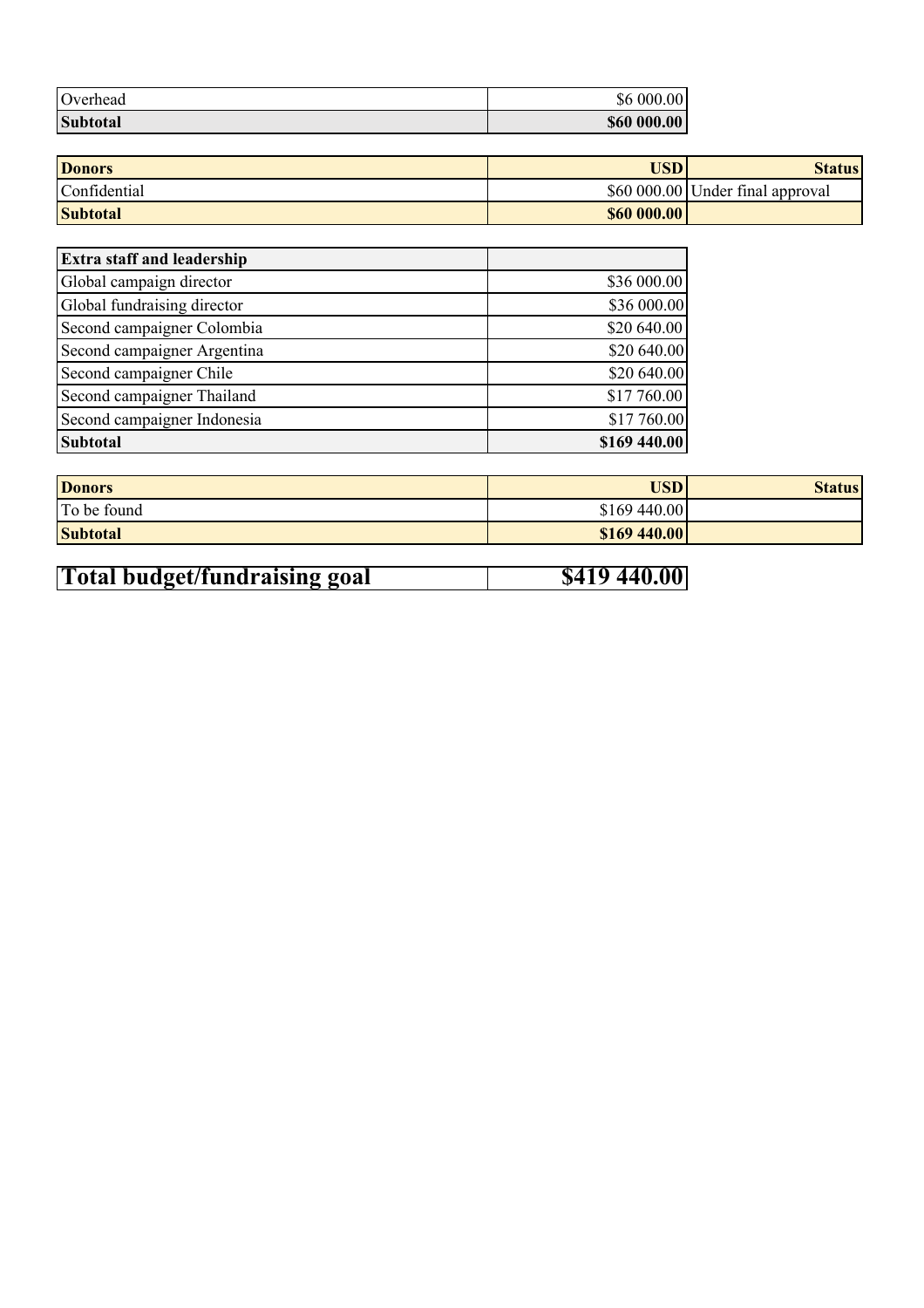| | |
|---|---|
| Overhead | $6 000.00 |
| **Subtotal** | **$60 000.00** |

| **Donors** | **USD** | **Status** |
|---|---|---|
| Confidential | $60 000.00 | Under final approval |
| **Subtotal** | **$60 000.00** | |

| **Extra staff and leadership** | |
|---|---|
| Global campaign director | $36 000.00 |
| Global fundraising director | $36 000.00 |
| Second campaigner Colombia | $20 640.00 |
| Second campaigner Argentina | $20 640.00 |
| Second campaigner Chile | $20 640.00 |
| Second campaigner Thailand | $17 760.00 |
| Second campaigner Indonesia | $17 760.00 |
| **Subtotal** | **$169 440.00** |

| **Donors** | **USD** | **Status** |
|---|---|---|
| To be found | $169 440.00 | |
| **Subtotal** | **$169 440.00** | |

| | |
|---|---|
| **Total budget/fundraising goal** | **$419 440.00** |